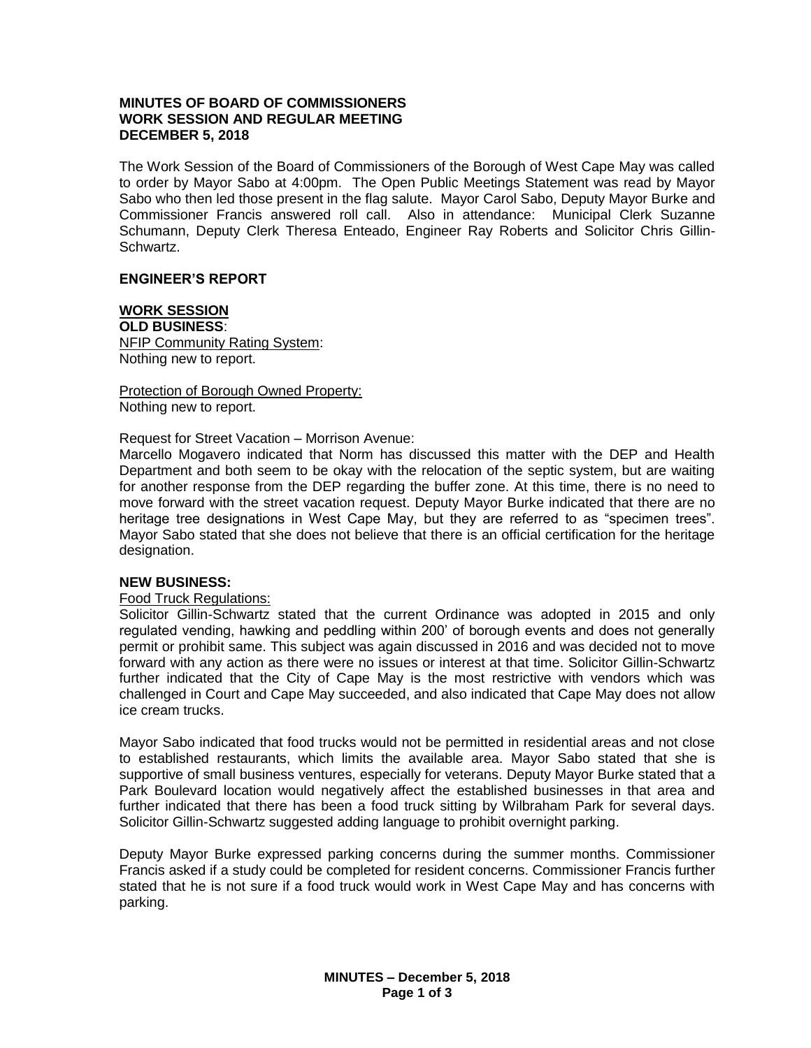**MINUTES OF BOARD OF COMMISSIONERS**
**WORK SESSION AND REGULAR MEETING**
**DECEMBER 5, 2018**

The Work Session of the Board of Commissioners of the Borough of West Cape May was called to order by Mayor Sabo at 4:00pm. The Open Public Meetings Statement was read by Mayor Sabo who then led those present in the flag salute. Mayor Carol Sabo, Deputy Mayor Burke and Commissioner Francis answered roll call. Also in attendance: Municipal Clerk Suzanne Schumann, Deputy Clerk Theresa Enteado, Engineer Ray Roberts and Solicitor Chris Gillin-Schwartz.

**ENGINEER'S REPORT**

**WORK SESSION**

**OLD BUSINESS**:

NFIP Community Rating System:
Nothing new to report.

Protection of Borough Owned Property:
Nothing new to report.

Request for Street Vacation – Morrison Avenue:
Marcello Mogavero indicated that Norm has discussed this matter with the DEP and Health Department and both seem to be okay with the relocation of the septic system, but are waiting for another response from the DEP regarding the buffer zone. At this time, there is no need to move forward with the street vacation request. Deputy Mayor Burke indicated that there are no heritage tree designations in West Cape May, but they are referred to as "specimen trees". Mayor Sabo stated that she does not believe that there is an official certification for the heritage designation.

**NEW BUSINESS:**

Food Truck Regulations:
Solicitor Gillin-Schwartz stated that the current Ordinance was adopted in 2015 and only regulated vending, hawking and peddling within 200' of borough events and does not generally permit or prohibit same. This subject was again discussed in 2016 and was decided not to move forward with any action as there were no issues or interest at that time. Solicitor Gillin-Schwartz further indicated that the City of Cape May is the most restrictive with vendors which was challenged in Court and Cape May succeeded, and also indicated that Cape May does not allow ice cream trucks.

Mayor Sabo indicated that food trucks would not be permitted in residential areas and not close to established restaurants, which limits the available area. Mayor Sabo stated that she is supportive of small business ventures, especially for veterans. Deputy Mayor Burke stated that a Park Boulevard location would negatively affect the established businesses in that area and further indicated that there has been a food truck sitting by Wilbraham Park for several days. Solicitor Gillin-Schwartz suggested adding language to prohibit overnight parking.

Deputy Mayor Burke expressed parking concerns during the summer months. Commissioner Francis asked if a study could be completed for resident concerns. Commissioner Francis further stated that he is not sure if a food truck would work in West Cape May and has concerns with parking.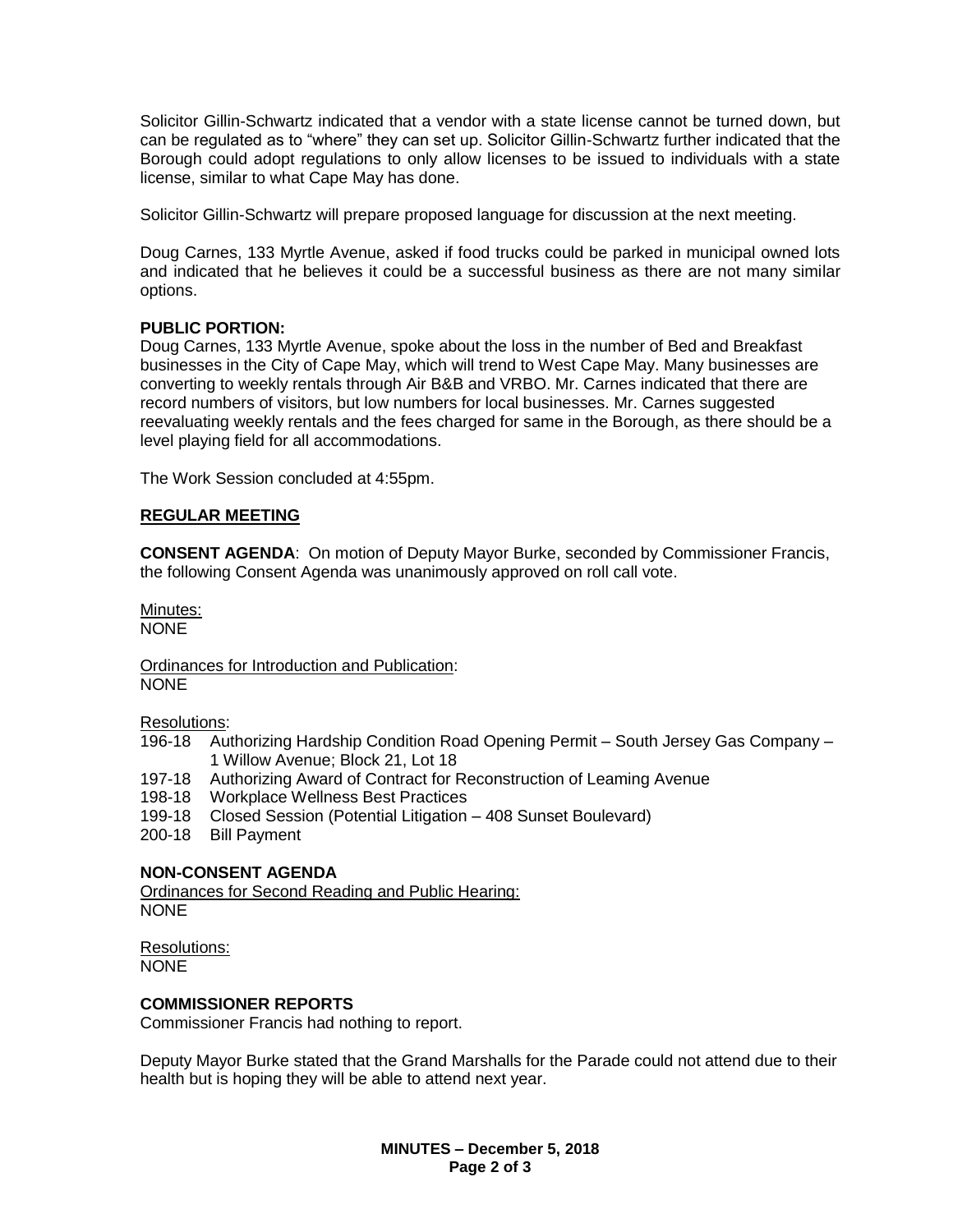Solicitor Gillin-Schwartz indicated that a vendor with a state license cannot be turned down, but can be regulated as to "where" they can set up. Solicitor Gillin-Schwartz further indicated that the Borough could adopt regulations to only allow licenses to be issued to individuals with a state license, similar to what Cape May has done.

Solicitor Gillin-Schwartz will prepare proposed language for discussion at the next meeting.

Doug Carnes, 133 Myrtle Avenue, asked if food trucks could be parked in municipal owned lots and indicated that he believes it could be a successful business as there are not many similar options.

**PUBLIC PORTION:**
Doug Carnes, 133 Myrtle Avenue, spoke about the loss in the number of Bed and Breakfast businesses in the City of Cape May, which will trend to West Cape May. Many businesses are converting to weekly rentals through Air B&B and VRBO. Mr. Carnes indicated that there are record numbers of visitors, but low numbers for local businesses. Mr. Carnes suggested reevaluating weekly rentals and the fees charged for same in the Borough, as there should be a level playing field for all accommodations.

The Work Session concluded at 4:55pm.

## REGULAR MEETING

**CONSENT AGENDA**: On motion of Deputy Mayor Burke, seconded by Commissioner Francis, the following Consent Agenda was unanimously approved on roll call vote.

Minutes:
NONE

Ordinances for Introduction and Publication:
NONE

Resolutions:

- 196-18 Authorizing Hardship Condition Road Opening Permit – South Jersey Gas Company – 1 Willow Avenue; Block 21, Lot 18
- 197-18 Authorizing Award of Contract for Reconstruction of Leaming Avenue
- 198-18 Workplace Wellness Best Practices
- 199-18 Closed Session (Potential Litigation – 408 Sunset Boulevard)
- 200-18 Bill Payment

**NON-CONSENT AGENDA**

Ordinances for Second Reading and Public Hearing:
NONE

Resolutions:
NONE

**COMMISSIONER REPORTS**

Commissioner Francis had nothing to report.

Deputy Mayor Burke stated that the Grand Marshalls for the Parade could not attend due to their health but is hoping they will be able to attend next year.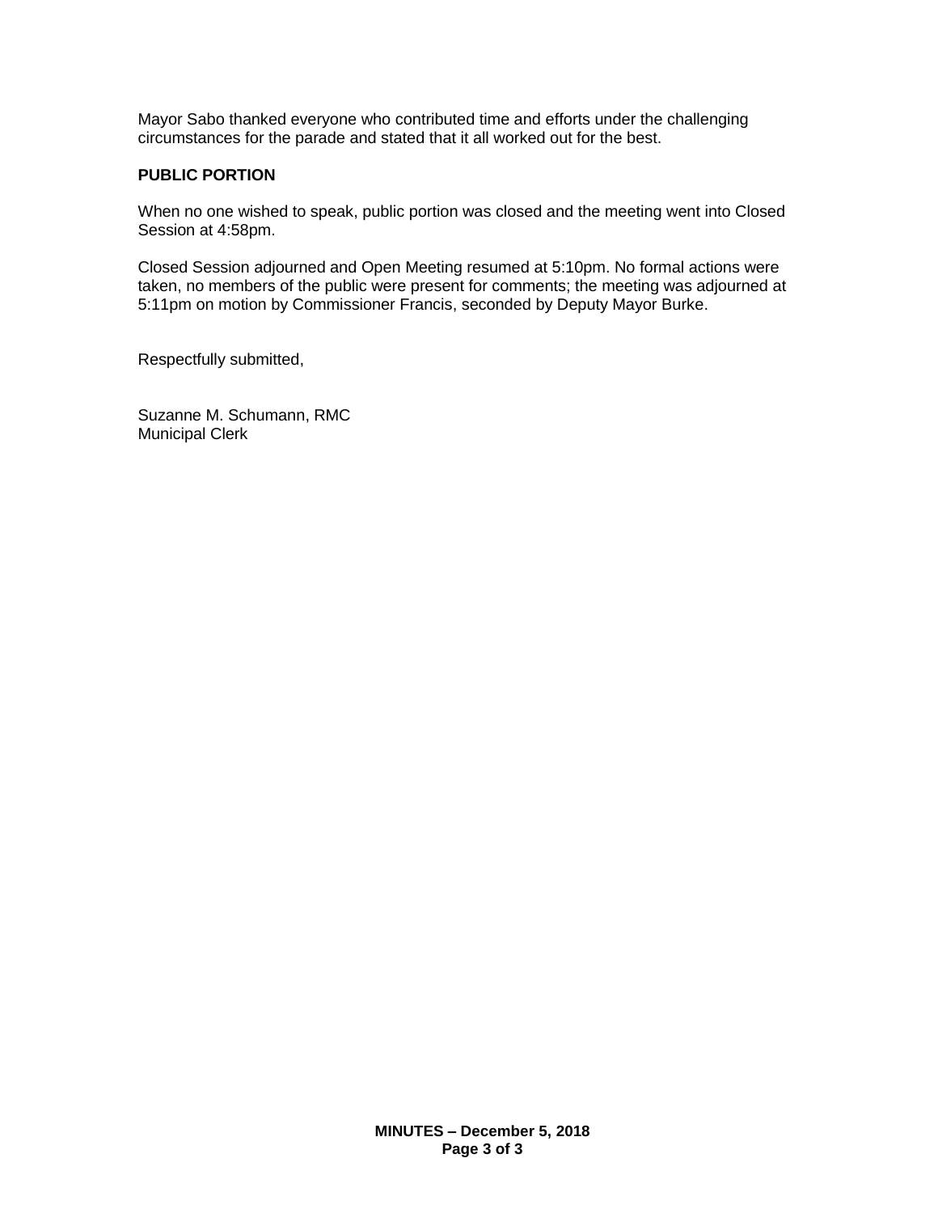Mayor Sabo thanked everyone who contributed time and efforts under the challenging circumstances for the parade and stated that it all worked out for the best.

**PUBLIC PORTION**

When no one wished to speak, public portion was closed and the meeting went into Closed Session at 4:58pm.

Closed Session adjourned and Open Meeting resumed at 5:10pm. No formal actions were taken, no members of the public were present for comments; the meeting was adjourned at 5:11pm on motion by Commissioner Francis, seconded by Deputy Mayor Burke.

Respectfully submitted,

Suzanne M. Schumann, RMC
Municipal Clerk